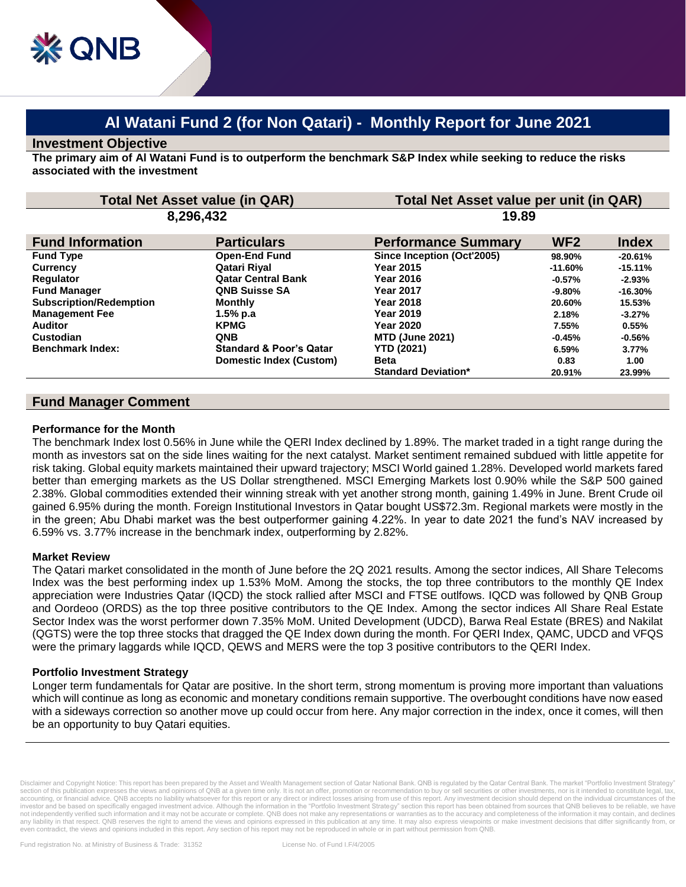# Al Watani Fund 2 (for Non Qatari) - Monthly Report for June 2021

## Investment Objective

**The primary aim of Al Watani Fund is to outperform the benchmark S&P Index while seeking to reduce the risks associated with the investment**

| Total Net Asset value (in QAR) | Total Net Asset value per unit (in QAR) |
|---|---|
| 8,296,432 | 19.89 |

| Fund Information | Particulars |
|---|---|
| Fund Type | Open-End Fund |
| Currency | Qatari Riyal |
| Regulator | Qatar Central Bank |
| Fund Manager | QNB Suisse SA |
| Subscription/Redemption | Monthly |
| Management Fee | 1.5% p.a |
| Auditor | KPMG |
| Custodian | QNB |
| Benchmark Index: | Standard & Poor's Qatar Domestic Index (Custom) |

| Performance Summary | WF2 | Index |
|---|---|---|
| Since Inception (Oct'2005) | 98.90% | -20.61% |
| Year 2015 | -11.60% | -15.11% |
| Year 2016 | -0.57% | -2.93% |
| Year 2017 | -9.80% | -16.30% |
| Year 2018 | 20.60% | 15.53% |
| Year 2019 | 2.18% | -3.27% |
| Year 2020 | 7.55% | 0.55% |
| MTD (June 2021) | -0.45% | -0.56% |
| YTD (2021) | 6.59% | 3.77% |
| Beta | 0.83 | 1.00 |
| Standard Deviation* | 20.91% | 23.99% |

## Fund Manager Comment

### Performance for the Month

The benchmark Index lost 0.56% in June while the QERI Index declined by 1.89%. The market traded in a tight range during the month as investors sat on the side lines waiting for the next catalyst. Market sentiment remained subdued with little appetite for risk taking. Global equity markets maintained their upward trajectory; MSCI World gained 1.28%. Developed world markets fared better than emerging markets as the US Dollar strengthened. MSCI Emerging Markets lost 0.90% while the S&P 500 gained 2.38%. Global commodities extended their winning streak with yet another strong month, gaining 1.49% in June. Brent Crude oil gained 6.95% during the month. Foreign Institutional Investors in Qatar bought US$72.3m. Regional markets were mostly in the in the green; Abu Dhabi market was the best outperformer gaining 4.22%. In year to date 2021 the fund's NAV increased by 6.59% vs. 3.77% increase in the benchmark index, outperforming by 2.82%.

### Market Review

The Qatari market consolidated in the month of June before the 2Q 2021 results. Among the sector indices, All Share Telecoms Index was the best performing index up 1.53% MoM. Among the stocks, the top three contributors to the monthly QE Index appreciation were Industries Qatar (IQCD) the stock rallied after MSCI and FTSE outlfows. IQCD was followed by QNB Group and Oordeoo (ORDS) as the top three positive contributors to the QE Index. Among the sector indices All Share Real Estate Sector Index was the worst performer down 7.35% MoM. United Development (UDCD), Barwa Real Estate (BRES) and Nakilat (QGTS) were the top three stocks that dragged the QE Index down during the month. For QERI Index, QAMC, UDCD and VFQS were the primary laggards while IQCD, QEWS and MERS were the top 3 positive contributors to the QERI Index.

### Portfolio Investment Strategy

Longer term fundamentals for Qatar are positive. In the short term, strong momentum is proving more important than valuations which will continue as long as economic and monetary conditions remain supportive. The overbought conditions have now eased with a sideways correction so another move up could occur from here. Any major correction in the index, once it comes, will then be an opportunity to buy Qatari equities.

Disclaimer and Copyright Notice: This report has been prepared by the Asset and Wealth Management section of Qatar National Bank. QNB is regulated by the Qatar Central Bank. The market "Portfolio Investment Strategy" section of this publication expresses the views and opinions of QNB at a given time only. It is not an offer, promotion or recommendation to buy or sell securities or other investments, nor is it intended to constitute legal, tax, accounting, or financial advice. QNB accepts no liability whatsoever for this report or any direct or indirect losses arising from use of this report. Any investment decision should depend on the individual circumstances of the investor and be based on specifically engaged investment advice. Although the information in the "Portfolio Investment Strategy" section this report has been obtained from sources that QNB believes to be reliable, we have not independently verified such information and it may not be accurate or complete. QNB does not make any representations or warranties as to the accuracy and completeness of the information it may contain, and declines any liability in that respect. QNB reserves the right to amend the views and opinions expressed in this publication at any time. It may also express viewpoints or make investment decisions that differ significantly from, or even contradict, the views and opinions included in this report. Any section of his report may not be reproduced in whole or in part without permission from QNB.

Fund registration No. at Ministry of Business & Trade: 31352 License No. of Fund I.F/4/2005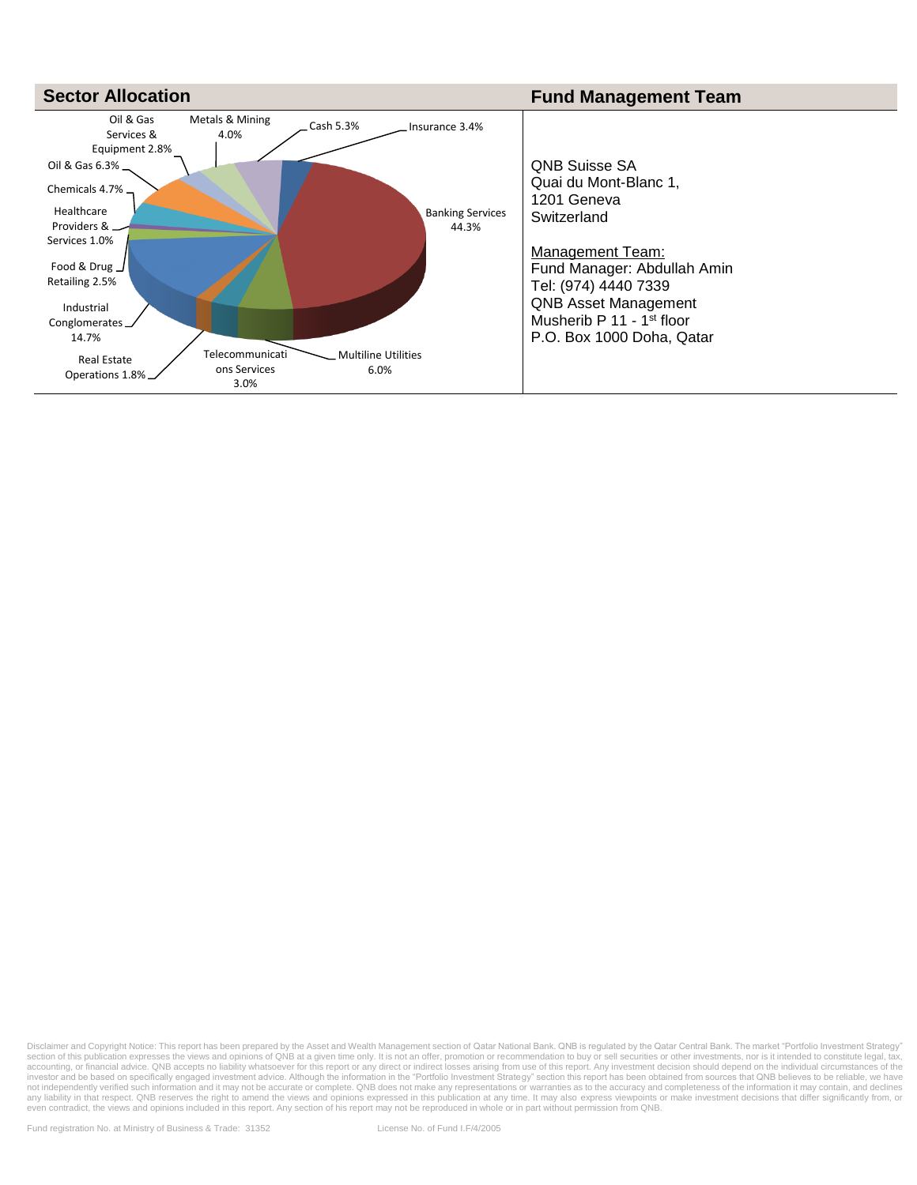## Sector Allocation

Oil & Gas Services & Equipment 2.8%
Metals & Mining 4.0%
Cash 5.3%
Insurance 3.4%
Oil & Gas 6.3%
Chemicals 4.7%
Healthcare Providers & Services 1.0%
Food & Drug Retailing 2.5%
Industrial Conglomerates 14.7%
Real Estate Operations 1.8%
Telecommunications Services 3.0%
Multiline Utilities 6.0%
Banking Services 44.3%

## Fund Management Team

QNB Suisse SA
Quai du Mont-Blanc 1,
1201 Geneva
Switzerland

Management Team:
Fund Manager: Abdullah Amin
Tel: (974) 4440 7339
QNB Asset Management
Musherib P 11 - 1st floor
P.O. Box 1000 Doha, Qatar

Disclaimer and Copyright Notice: This report has been prepared by the Asset and Wealth Management section of Qatar National Bank. QNB is regulated by the Qatar Central Bank. The market "Portfolio Investment Strategy" section of this publication expresses the views and opinions of QNB at a given time only. It is not an offer, promotion or recommendation to buy or sell securities or other investments, nor is it intended to constitute legal, tax, accounting, or financial advice. QNB accepts no liability whatsoever for this report or any direct or indirect losses arising from use of this report. Any investment decision should depend on the individual circumstances of the investor and be based on specifically engaged investment advice. Although the information in the "Portfolio Investment Strategy" section this report has been obtained from sources that QNB believes to be reliable, we have not independently verified such information and it may not be accurate or complete. QNB does not make any representations or warranties as to the accuracy and completeness of the information it may contain, and declines any liability in that respect. QNB reserves the right to amend the views and opinions expressed in this publication at any time. It may also express viewpoints or make investment decisions that differ significantly from, or even contradict, the views and opinions included in this report. Any section of his report may not be reproduced in whole or in part without permission from QNB.

Fund registration No. at Ministry of Business & Trade: 31352

License No. of Fund I.F/4/2005